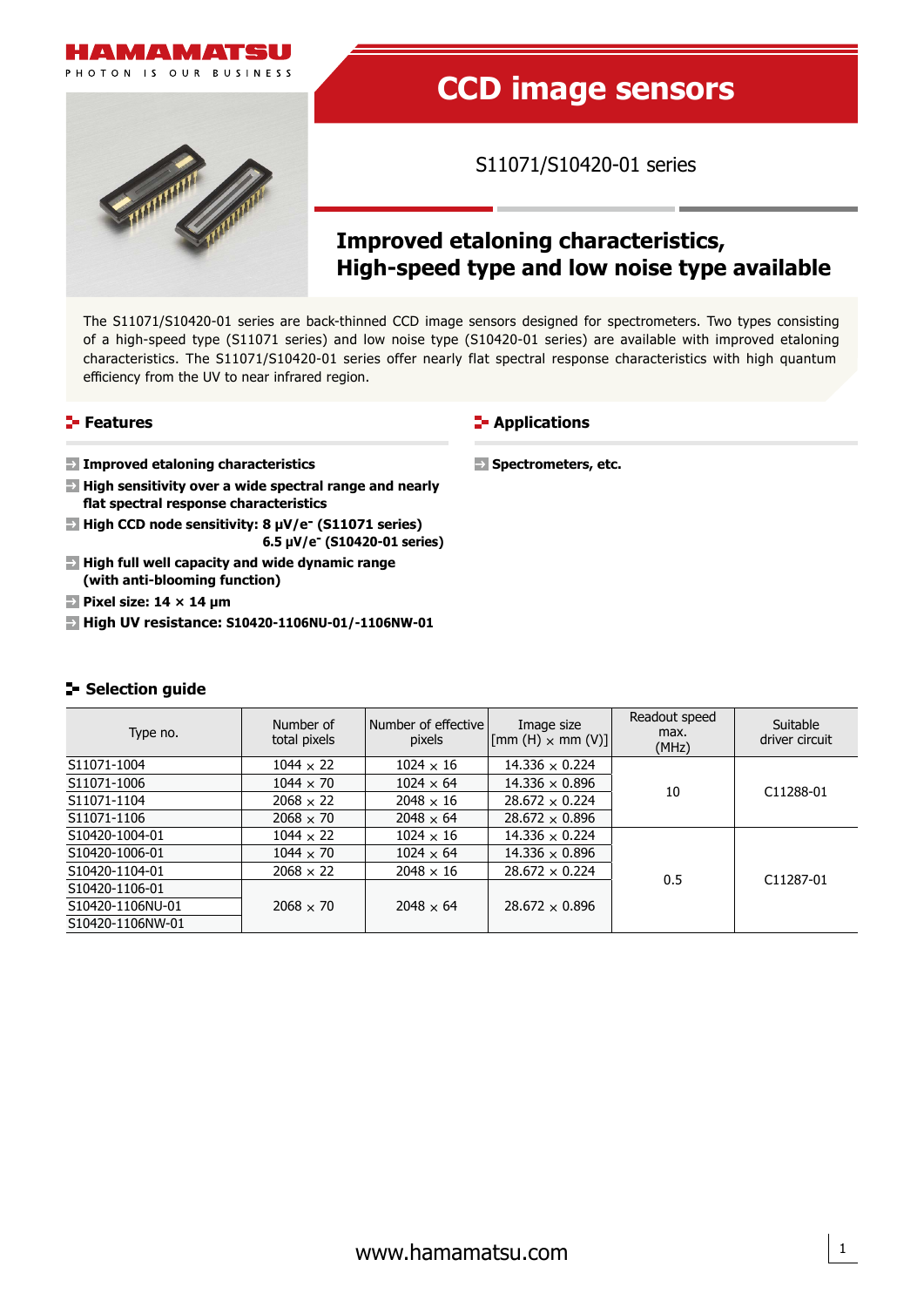# CCD image sensors

## S11071/S10420-01 series

## Improved etaloning characteristics, High-speed type and low noise type available

The S11071/S10420-01 series are back-thinned CCD image sensors designed for spectrometers. Two types consisting of a high-speed type (S11071 series) and low noise type (S10420-01 series) are available with improved etaloning characteristics. The S11071/S10420-01 series offer nearly flat spectral response characteristics with high quantum efficiency from the UV to near infrared region.

### Features

- **Improved etaloning characteristics**
- **High sensitivity over a wide spectral range and nearly flat spectral response characteristics**
- **High CCD node sensitivity: 8 μV/e⁻ (S11071 series)**
  **6.5 μV/e⁻ (S10420-01 series)**
- **High full well capacity and wide dynamic range (with anti-blooming function)**
- **Pixel size: 14 × 14 μm**
- **High UV resistance: S10420-1106NU-01/-1106NW-01**

### Applications

- **Spectrometers, etc.**

### Selection guide

| Type no. | Number of total pixels | Number of effective pixels | Image size [mm (H) × mm (V)] | Readout speed max. (MHz) | Suitable driver circuit |
|---|---|---|---|---|---|
| S11071-1004 | 1044 × 22 | 1024 × 16 | 14.336 × 0.224 | 10 | C11288-01 |
| S11071-1006 | 1044 × 70 | 1024 × 64 | 14.336 × 0.896 | | |
| S11071-1104 | 2068 × 22 | 2048 × 16 | 28.672 × 0.224 | | |
| S11071-1106 | 2068 × 70 | 2048 × 64 | 28.672 × 0.896 | | |
| S10420-1004-01 | 1044 × 22 | 1024 × 16 | 14.336 × 0.224 | 0.5 | C11287-01 |
| S10420-1006-01 | 1044 × 70 | 1024 × 64 | 14.336 × 0.896 | | |
| S10420-1104-01 | 2068 × 22 | 2048 × 16 | 28.672 × 0.224 | | |
| S10420-1106-01 | 2068 × 70 | 2048 × 64 | 28.672 × 0.896 | | |
| S10420-1106NU-01 | | | | | |
| S10420-1106NW-01 | | | | | |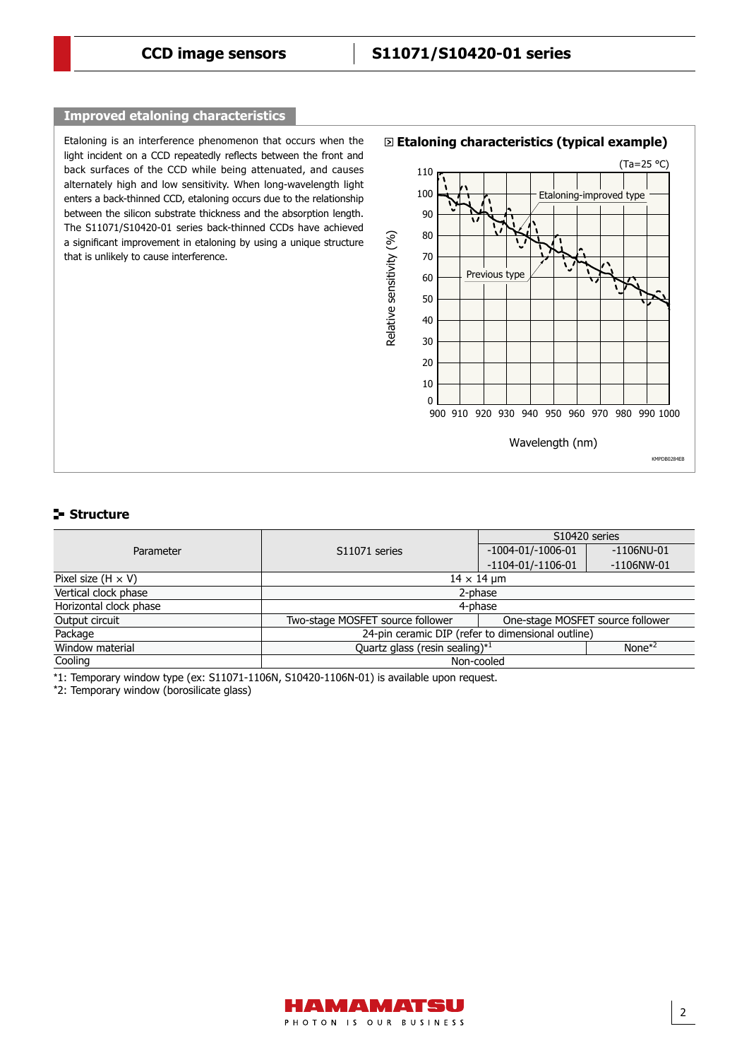## Improved etaloning characteristics

Etaloning is an interference phenomenon that occurs when the light incident on a CCD repeatedly reflects between the front and back surfaces of the CCD while being attenuated, and causes alternately high and low sensitivity. When long-wavelength light enters a back-thinned CCD, etaloning occurs due to the relationship between the silicon substrate thickness and the absorption length. The S11071/S10420-01 series back-thinned CCDs have achieved a significant improvement in etaloning by using a unique structure that is unlikely to cause interference.

### Etaloning characteristics (typical example)

(Ta=25 °C)

Relative sensitivity (%) vs. Wavelength (nm), 900 to 1000 nm — curves: Etaloning-improved type, Previous type

KMPDB0284EB

## Structure

| Parameter | S11071 series | S10420 series | |
|---|---|---|---|
| | | -1004-01/-1006-01<br>-1104-01/-1106-01 | -1106NU-01<br>-1106NW-01 |
| Pixel size (H × V) | 14 × 14 µm | | |
| Vertical clock phase | 2-phase | | |
| Horizontal clock phase | 4-phase | | |
| Output circuit | Two-stage MOSFET source follower | One-stage MOSFET source follower | |
| Package | 24-pin ceramic DIP (refer to dimensional outline) | | |
| Window material | Quartz glass (resin sealing)*1 | | None*2 |
| Cooling | Non-cooled | | |

*1: Temporary window type (ex: S11071-1106N, S10420-1106N-01) is available upon request.
*2: Temporary window (borosilicate glass)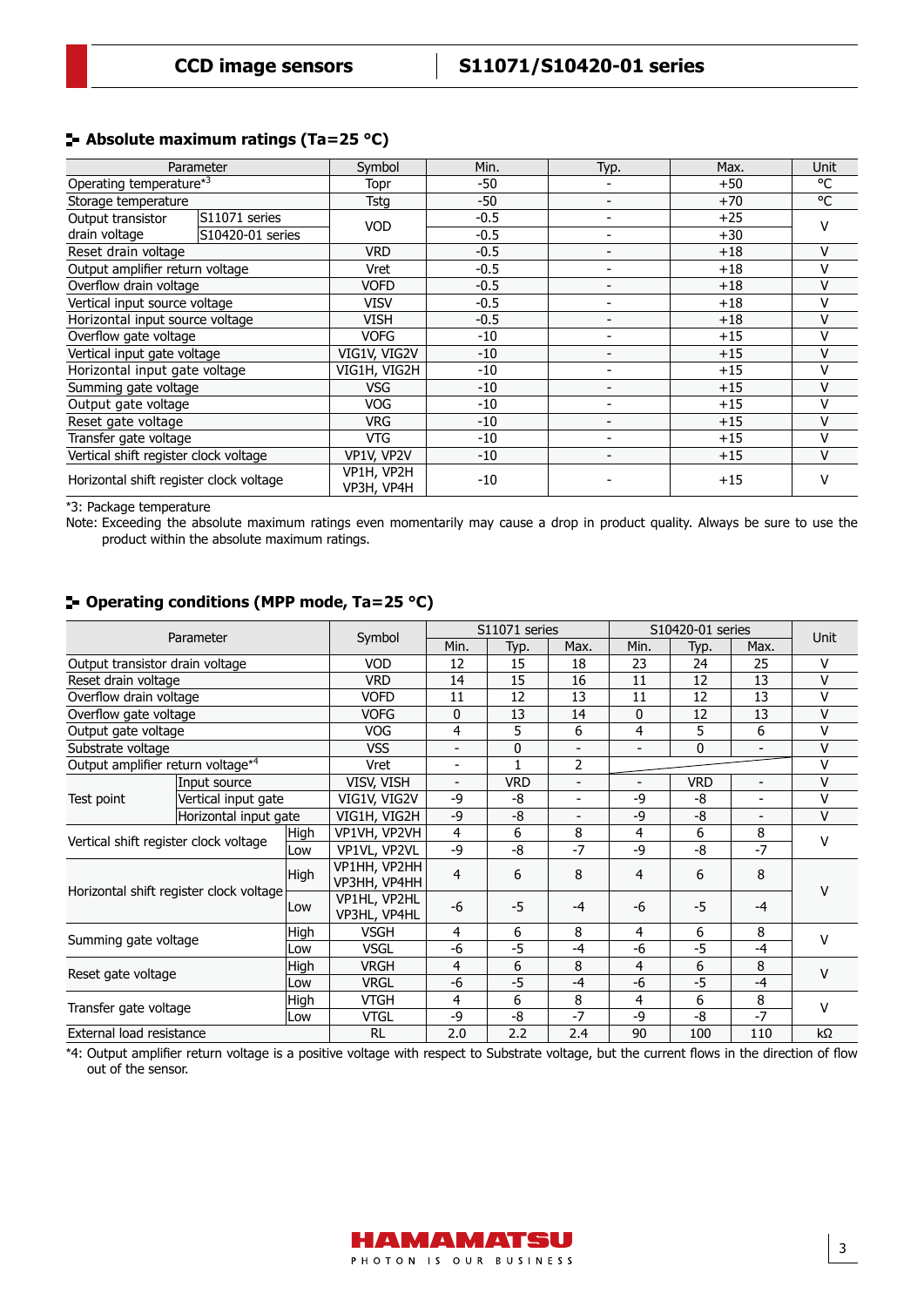## Absolute maximum ratings (Ta=25 °C)

| Parameter | | Symbol | Min. | Typ. | Max. | Unit |
|---|---|---|---|---|---|---|
| Operating temperature*3 | | Topr | -50 | - | +50 | °C |
| Storage temperature | | Tstg | -50 | - | +70 | °C |
| Output transistor drain voltage | S11071 series | VOD | -0.5 | - | +25 | V |
| | S10420-01 series | | -0.5 | - | +30 | |
| Reset drain voltage | | VRD | -0.5 | - | +18 | V |
| Output amplifier return voltage | | Vret | -0.5 | - | +18 | V |
| Overflow drain voltage | | VOFD | -0.5 | - | +18 | V |
| Vertical input source voltage | | VISV | -0.5 | - | +18 | V |
| Horizontal input source voltage | | VISH | -0.5 | - | +18 | V |
| Overflow gate voltage | | VOFG | -10 | - | +15 | V |
| Vertical input gate voltage | | VIG1V, VIG2V | -10 | - | +15 | V |
| Horizontal input gate voltage | | VIG1H, VIG2H | -10 | - | +15 | V |
| Summing gate voltage | | VSG | -10 | - | +15 | V |
| Output gate voltage | | VOG | -10 | - | +15 | V |
| Reset gate voltage | | VRG | -10 | - | +15 | V |
| Transfer gate voltage | | VTG | -10 | - | +15 | V |
| Vertical shift register clock voltage | | VP1V, VP2V | -10 | - | +15 | V |
| Horizontal shift register clock voltage | | VP1H, VP2H VP3H, VP4H | -10 | - | +15 | V |

*3: Package temperature

Note: Exceeding the absolute maximum ratings even momentarily may cause a drop in product quality. Always be sure to use the product within the absolute maximum ratings.

## Operating conditions (MPP mode, Ta=25 °C)

| Parameter | | | Symbol | S11071 series | | | S10420-01 series | | | Unit |
|---|---|---|---|---|---|---|---|---|---|---|
| | | | | Min. | Typ. | Max. | Min. | Typ. | Max. | |
| Output transistor drain voltage | | | VOD | 12 | 15 | 18 | 23 | 24 | 25 | V |
| Reset drain voltage | | | VRD | 14 | 15 | 16 | 11 | 12 | 13 | V |
| Overflow drain voltage | | | VOFD | 11 | 12 | 13 | 11 | 12 | 13 | V |
| Overflow gate voltage | | | VOFG | 0 | 13 | 14 | 0 | 12 | 13 | V |
| Output gate voltage | | | VOG | 4 | 5 | 6 | 4 | 5 | 6 | V |
| Substrate voltage | | | VSS | - | 0 | - | - | 0 | - | V |
| Output amplifier return voltage*4 | | | Vret | - | 1 | 2 | | | | V |
| Test point | Input source | | VISV, VISH | - | VRD | - | - | VRD | - | V |
| | Vertical input gate | | VIG1V, VIG2V | -9 | -8 | - | -9 | -8 | - | V |
| | Horizontal input gate | | VIG1H, VIG2H | -9 | -8 | - | -9 | -8 | - | V |
| Vertical shift register clock voltage | | High | VP1VH, VP2VH | 4 | 6 | 8 | 4 | 6 | 8 | V |
| | | Low | VP1VL, VP2VL | -9 | -8 | -7 | -9 | -8 | -7 | |
| Horizontal shift register clock voltage | | High | VP1HH, VP2HH VP3HH, VP4HH | 4 | 6 | 8 | 4 | 6 | 8 | V |
| | | Low | VP1HL, VP2HL VP3HL, VP4HL | -6 | -5 | -4 | -6 | -5 | -4 | |
| Summing gate voltage | | High | VSGH | 4 | 6 | 8 | 4 | 6 | 8 | V |
| | | Low | VSGL | -6 | -5 | -4 | -6 | -5 | -4 | |
| Reset gate voltage | | High | VRGH | 4 | 6 | 8 | 4 | 6 | 8 | V |
| | | Low | VRGL | -6 | -5 | -4 | -6 | -5 | -4 | |
| Transfer gate voltage | | High | VTGH | 4 | 6 | 8 | 4 | 6 | 8 | V |
| | | Low | VTGL | -9 | -8 | -7 | -9 | -8 | -7 | |
| External load resistance | | | RL | 2.0 | 2.2 | 2.4 | 90 | 100 | 110 | kΩ |

*4: Output amplifier return voltage is a positive voltage with respect to Substrate voltage, but the current flows in the direction of flow out of the sensor.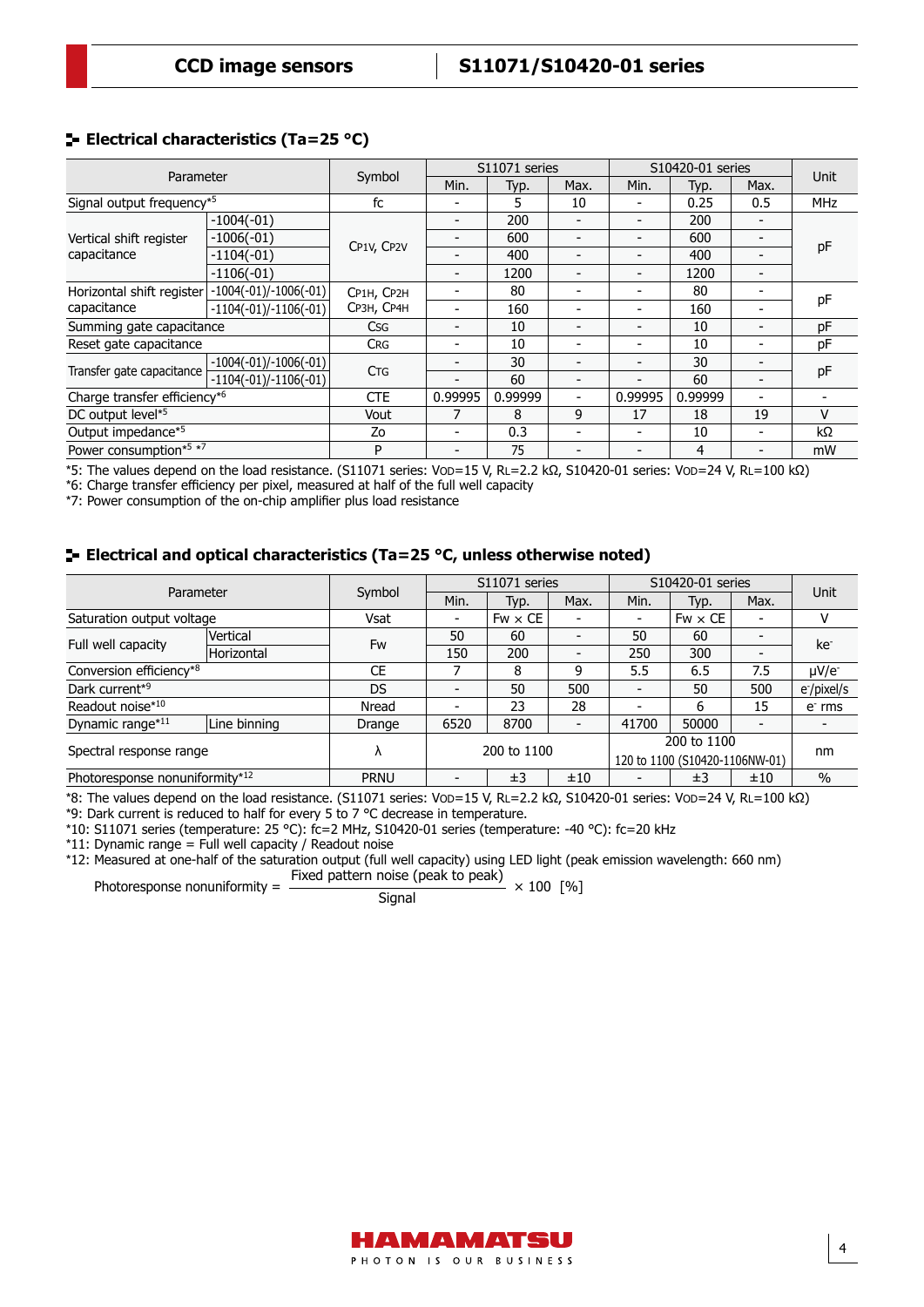## Electrical characteristics (Ta=25 °C)

| Parameter | | Symbol | S11071 series | | | S10420-01 series | | | Unit |
|---|---|---|---|---|---|---|---|---|---|
| | | | Min. | Typ. | Max. | Min. | Typ. | Max. | |
| Signal output frequency*5 | | fc | - | 5 | 10 | - | 0.25 | 0.5 | MHz |
| Vertical shift register capacitance | -1004(-01) | $C_{P1V}$, $C_{P2V}$ | - | 200 | - | - | 200 | - | pF |
| | -1006(-01) | | - | 600 | - | - | 600 | - | |
| | -1104(-01) | | - | 400 | - | - | 400 | - | |
| | -1106(-01) | | - | 1200 | - | - | 1200 | - | |
| Horizontal shift register capacitance | -1004(-01)/-1006(-01) | $C_{P1H}$, $C_{P2H}$ $C_{P3H}$, $C_{P4H}$ | - | 80 | - | - | 80 | - | pF |
| | -1104(-01)/-1106(-01) | | - | 160 | - | - | 160 | - | |
| Summing gate capacitance | | $C_{SG}$ | - | 10 | - | - | 10 | - | pF |
| Reset gate capacitance | | $C_{RG}$ | - | 10 | - | - | 10 | - | pF |
| Transfer gate capacitance | -1004(-01)/-1006(-01) | $C_{TG}$ | - | 30 | - | - | 30 | - | pF |
| | -1104(-01)/-1106(-01) | | - | 60 | - | - | 60 | - | |
| Charge transfer efficiency*6 | | CTE | 0.99995 | 0.99999 | - | 0.99995 | 0.99999 | - | - |
| DC output level*5 | | Vout | 7 | 8 | 9 | 17 | 18 | 19 | V |
| Output impedance*5 | | Zo | - | 0.3 | - | - | 10 | - | kΩ |
| Power consumption*5 *7 | | P | - | 75 | - | - | 4 | - | mW |

*5: The values depend on the load resistance. (S11071 series: $V_{OD}$=15 V, $R_L$=2.2 kΩ, S10420-01 series: $V_{OD}$=24 V, $R_L$=100 kΩ)
*6: Charge transfer efficiency per pixel, measured at half of the full well capacity
*7: Power consumption of the on-chip amplifier plus load resistance

## Electrical and optical characteristics (Ta=25 °C, unless otherwise noted)

| Parameter | | Symbol | S11071 series | | | S10420-01 series | | | Unit |
|---|---|---|---|---|---|---|---|---|---|
| | | | Min. | Typ. | Max. | Min. | Typ. | Max. | |
| Saturation output voltage | | Vsat | - | Fw × CE | - | - | Fw × CE | - | V |
| Full well capacity | Vertical | Fw | 50 | 60 | - | 50 | 60 | - | ke- |
| | Horizontal | | 150 | 200 | - | 250 | 300 | - | |
| Conversion efficiency*8 | | CE | 7 | 8 | 9 | 5.5 | 6.5 | 7.5 | μV/e- |
| Dark current*9 | | DS | - | 50 | 500 | - | 50 | 500 | e-/pixel/s |
| Readout noise*10 | | Nread | - | 23 | 28 | - | 6 | 15 | e- rms |
| Dynamic range*11 | Line binning | Drange | 6520 | 8700 | - | 41700 | 50000 | - | - |
| Spectral response range | | λ | 200 to 1100 | | | 200 to 1100 120 to 1100 (S10420-1106NW-01) | | | nm |
| Photoresponse nonuniformity*12 | | PRNU | - | ±3 | ±10 | - | ±3 | ±10 | % |

*8: The values depend on the load resistance. (S11071 series: $V_{OD}$=15 V, $R_L$=2.2 kΩ, S10420-01 series: $V_{OD}$=24 V, $R_L$=100 kΩ)
*9: Dark current is reduced to half for every 5 to 7 °C decrease in temperature.
*10: S11071 series (temperature: 25 °C): fc=2 MHz, S10420-01 series (temperature: -40 °C): fc=20 kHz
*11: Dynamic range = Full well capacity / Readout noise
*12: Measured at one-half of the saturation output (full well capacity) using LED light (peak emission wavelength: 660 nm)

$$\text{Photoresponse nonuniformity} = \frac{\text{Fixed pattern noise (peak to peak)}}{\text{Signal}} \times 100 \ [\%]$$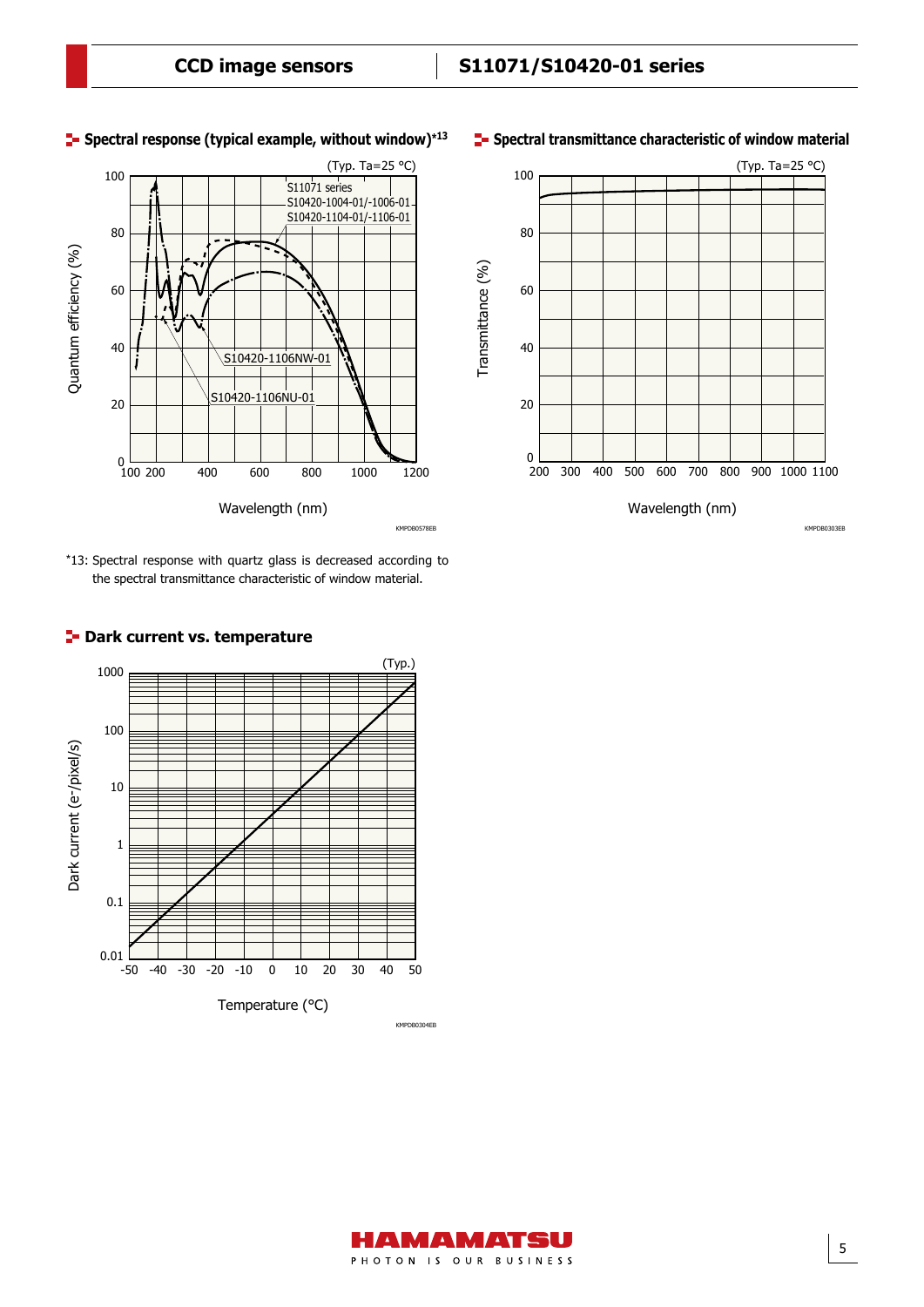## Spectral response (typical example, without window)*13

(Typ. Ta=25 °C)

Quantum efficiency (%) vs. Wavelength (nm)

S11071 series
S10420-1004-01/-1006-01
S10420-1104-01/-1106-01
S10420-1106NW-01
S10420-1106NU-01

KMPDB0578EB

## Spectral transmittance characteristic of window material

(Typ. Ta=25 °C)

Transmittance (%) vs. Wavelength (nm)

KMPDB0303EB

*13: Spectral response with quartz glass is decreased according to the spectral transmittance characteristic of window material.

## Dark current vs. temperature

(Typ.)

Dark current ($e^-$/pixel/s) vs. Temperature (°C)

KMPDB0304EB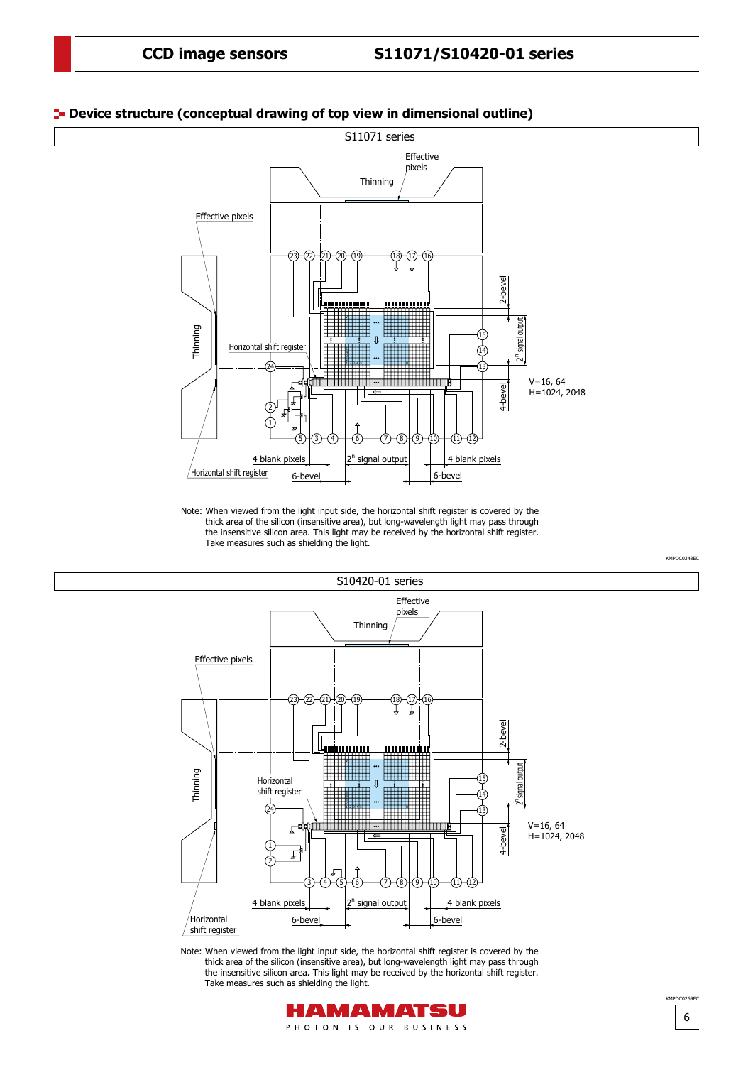## Device structure (conceptual drawing of top view in dimensional outline)

S11071 series

Effective pixels

Thinning

Effective pixels

Thinning

Horizontal shift register

Horizontal shift register

2-bevel

$2^n$ signal output

4-bevel

V=16, 64
H=1024, 2048

4 blank pixels

$2^n$ signal output

4 blank pixels

6-bevel

6-bevel

Note: When viewed from the light input side, the horizontal shift register is covered by the thick area of the silicon (insensitive area), but long-wavelength light may pass through the insensitive silicon area. This light may be received by the horizontal shift register. Take measures such as shielding the light.

KMPDC0343EC

S10420-01 series

Effective pixels

Thinning

Effective pixels

Thinning

Horizontal shift register

Horizontal shift register

2-bevel

$2^n$ signal output

4-bevel

V=16, 64
H=1024, 2048

4 blank pixels

$2^n$ signal output

4 blank pixels

6-bevel

6-bevel

Note: When viewed from the light input side, the horizontal shift register is covered by the thick area of the silicon (insensitive area), but long-wavelength light may pass through the insensitive silicon area. This light may be received by the horizontal shift register. Take measures such as shielding the light.

KMPDC0269EC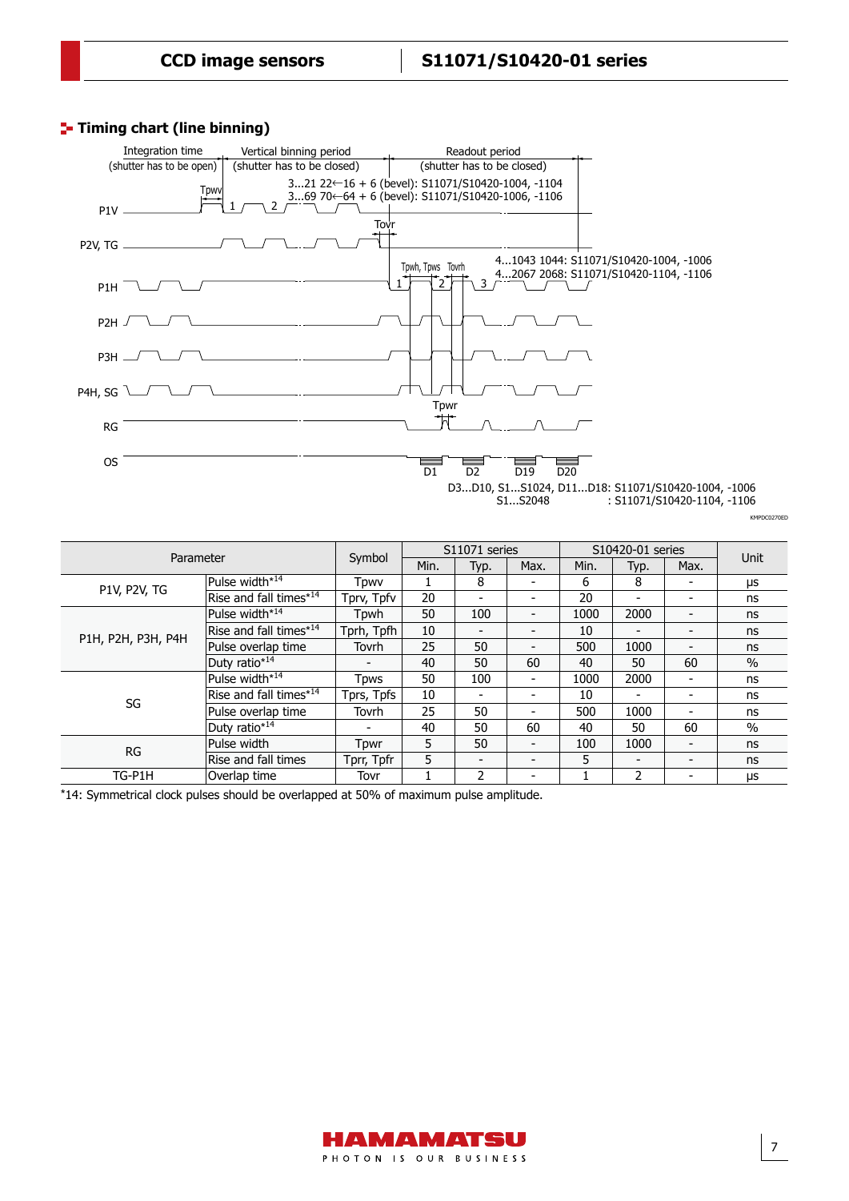## Timing chart (line binning)

Integration time (shutter has to be open) | Vertical binning period (shutter has to be closed) | Readout period (shutter has to be closed)

3...21 22←16 + 6 (bevel): S11071/S10420-1004, -1104
3...69 70←64 + 6 (bevel): S11071/S10420-1006, -1106

4...1043 1044: S11071/S10420-1004, -1006
4...2067 2068: S11071/S10420-1104, -1106

D3...D10, S1...S1024, D11...D18: S11071/S10420-1004, -1006
S1...S2048 : S11071/S10420-1104, -1106

KMPDC0270ED

| Parameter | | Symbol | S11071 series | | | S10420-01 series | | | Unit |
|---|---|---|---|---|---|---|---|---|---|
| | | | Min. | Typ. | Max. | Min. | Typ. | Max. | |
| P1V, P2V, TG | Pulse width*14 | Tpwv | 1 | 8 | - | 6 | 8 | - | μs |
| | Rise and fall times*14 | Tprv, Tpfv | 20 | - | - | 20 | - | - | ns |
| P1H, P2H, P3H, P4H | Pulse width*14 | Tpwh | 50 | 100 | - | 1000 | 2000 | - | ns |
| | Rise and fall times*14 | Tprh, Tpfh | 10 | - | - | 10 | - | - | ns |
| | Pulse overlap time | Tovrh | 25 | 50 | - | 500 | 1000 | - | ns |
| | Duty ratio*14 | - | 40 | 50 | 60 | 40 | 50 | 60 | % |
| SG | Pulse width*14 | Tpws | 50 | 100 | - | 1000 | 2000 | - | ns |
| | Rise and fall times*14 | Tprs, Tpfs | 10 | - | - | 10 | - | - | ns |
| | Pulse overlap time | Tovrh | 25 | 50 | - | 500 | 1000 | - | ns |
| | Duty ratio*14 | - | 40 | 50 | 60 | 40 | 50 | 60 | % |
| RG | Pulse width | Tpwr | 5 | 50 | - | 100 | 1000 | - | ns |
| | Rise and fall times | Tprr, Tpfr | 5 | - | - | 5 | - | - | ns |
| TG-P1H | Overlap time | Tovr | 1 | 2 | - | 1 | 2 | - | μs |

*14: Symmetrical clock pulses should be overlapped at 50% of maximum pulse amplitude.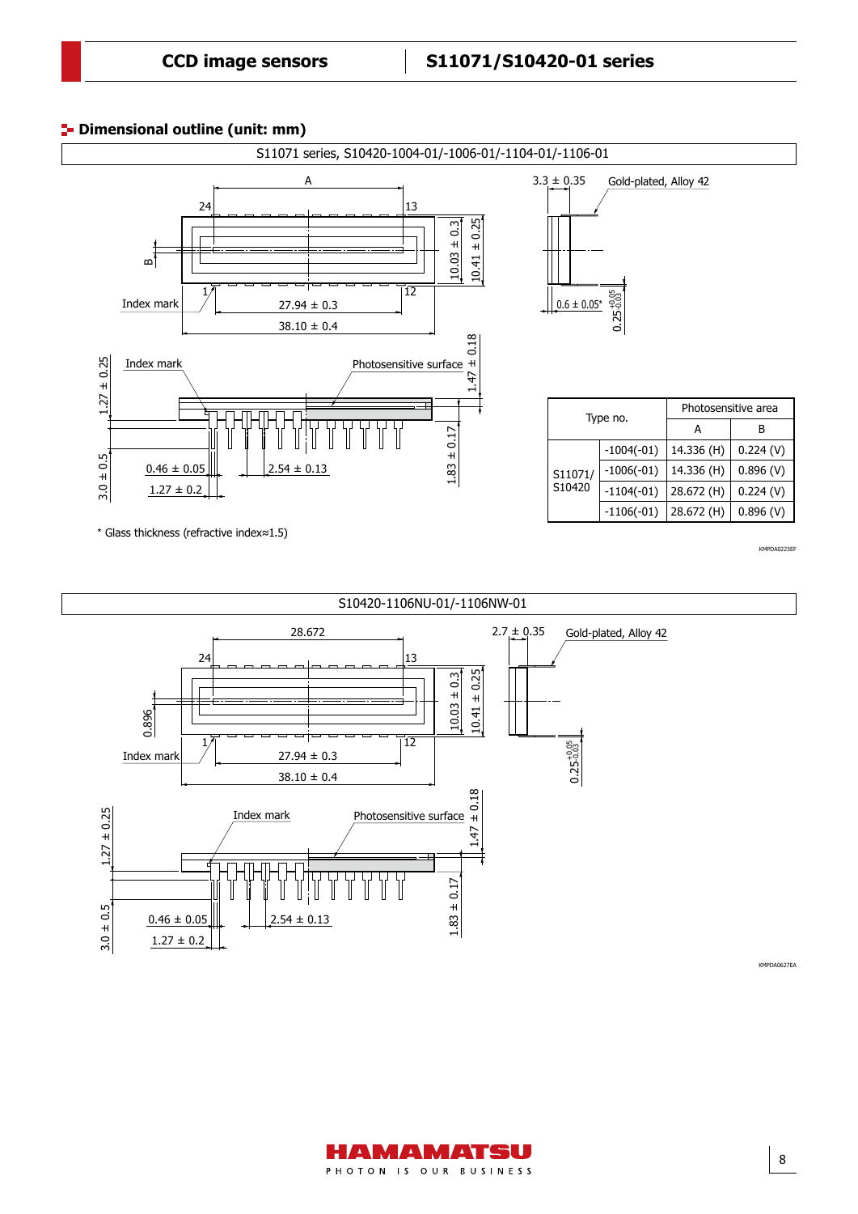## Dimensional outline (unit: mm)

### S11071 series, S10420-1004-01/-1006-01/-1104-01/-1106-01

A

24 13

B

1 12

Index mark

27.94 ± 0.3

38.10 ± 0.4

10.03 ± 0.3

10.41 ± 0.25

3.3 ± 0.35

Gold-plated, Alloy 42

0.6 ± 0.05*

$0.25^{+0.05}_{-0.03}$

Index mark

Photosensitive surface

1.47 ± 0.18

1.27 ± 0.25

3.0 ± 0.5

0.46 ± 0.05

1.27 ± 0.2

2.54 ± 0.13

1.83 ± 0.17

| Type no. | | Photosensitive area | |
|---|---|---|---|
| | | A | B |
| S11071/ S10420 | -1004(-01) | 14.336 (H) | 0.224 (V) |
| | -1006(-01) | 14.336 (H) | 0.896 (V) |
| | -1104(-01) | 28.672 (H) | 0.224 (V) |
| | -1106(-01) | 28.672 (H) | 0.896 (V) |

\* Glass thickness (refractive index≈1.5)

KMPDA0223EF

### S10420-1106NU-01/-1106NW-01

28.672

24 13

0.896

1 12

Index mark

27.94 ± 0.3

38.10 ± 0.4

10.03 ± 0.3

10.41 ± 0.25

2.7 ± 0.35

Gold-plated, Alloy 42

$0.25^{+0.05}_{-0.03}$

Index mark

Photosensitive surface

1.47 ± 0.18

1.27 ± 0.25

3.0 ± 0.5

0.46 ± 0.05

1.27 ± 0.2

2.54 ± 0.13

1.83 ± 0.17

KMPDA0627EA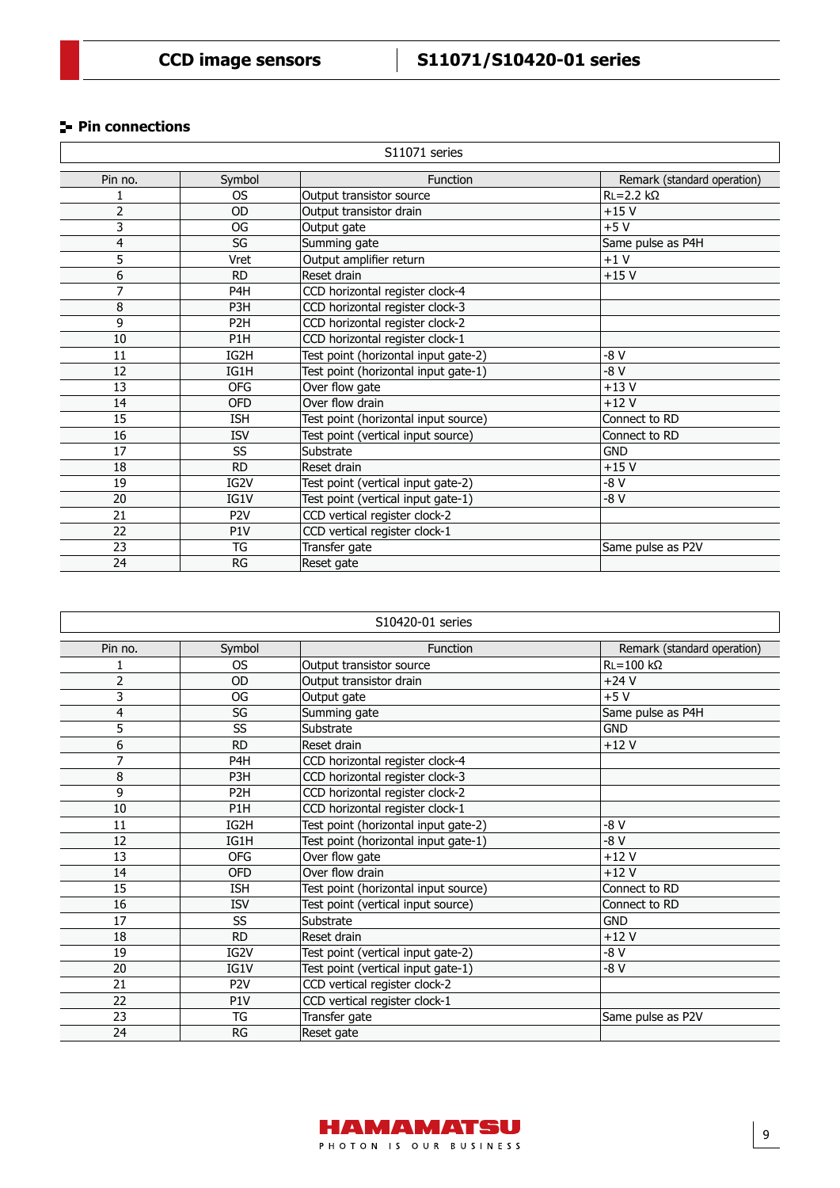## Pin connections

| S11071 series | | | |
|---|---|---|---|
| Pin no. | Symbol | Function | Remark (standard operation) |
| 1 | OS | Output transistor source | $R_L$=2.2 kΩ |
| 2 | OD | Output transistor drain | +15 V |
| 3 | OG | Output gate | +5 V |
| 4 | SG | Summing gate | Same pulse as P4H |
| 5 | Vret | Output amplifier return | +1 V |
| 6 | RD | Reset drain | +15 V |
| 7 | P4H | CCD horizontal register clock-4 | |
| 8 | P3H | CCD horizontal register clock-3 | |
| 9 | P2H | CCD horizontal register clock-2 | |
| 10 | P1H | CCD horizontal register clock-1 | |
| 11 | IG2H | Test point (horizontal input gate-2) | -8 V |
| 12 | IG1H | Test point (horizontal input gate-1) | -8 V |
| 13 | OFG | Over flow gate | +13 V |
| 14 | OFD | Over flow drain | +12 V |
| 15 | ISH | Test point (horizontal input source) | Connect to RD |
| 16 | ISV | Test point (vertical input source) | Connect to RD |
| 17 | SS | Substrate | GND |
| 18 | RD | Reset drain | +15 V |
| 19 | IG2V | Test point (vertical input gate-2) | -8 V |
| 20 | IG1V | Test point (vertical input gate-1) | -8 V |
| 21 | P2V | CCD vertical register clock-2 | |
| 22 | P1V | CCD vertical register clock-1 | |
| 23 | TG | Transfer gate | Same pulse as P2V |
| 24 | RG | Reset gate | |

| S10420-01 series | | | |
|---|---|---|---|
| Pin no. | Symbol | Function | Remark (standard operation) |
| 1 | OS | Output transistor source | $R_L$=100 kΩ |
| 2 | OD | Output transistor drain | +24 V |
| 3 | OG | Output gate | +5 V |
| 4 | SG | Summing gate | Same pulse as P4H |
| 5 | SS | Substrate | GND |
| 6 | RD | Reset drain | +12 V |
| 7 | P4H | CCD horizontal register clock-4 | |
| 8 | P3H | CCD horizontal register clock-3 | |
| 9 | P2H | CCD horizontal register clock-2 | |
| 10 | P1H | CCD horizontal register clock-1 | |
| 11 | IG2H | Test point (horizontal input gate-2) | -8 V |
| 12 | IG1H | Test point (horizontal input gate-1) | -8 V |
| 13 | OFG | Over flow gate | +12 V |
| 14 | OFD | Over flow drain | +12 V |
| 15 | ISH | Test point (horizontal input source) | Connect to RD |
| 16 | ISV | Test point (vertical input source) | Connect to RD |
| 17 | SS | Substrate | GND |
| 18 | RD | Reset drain | +12 V |
| 19 | IG2V | Test point (vertical input gate-2) | -8 V |
| 20 | IG1V | Test point (vertical input gate-1) | -8 V |
| 21 | P2V | CCD vertical register clock-2 | |
| 22 | P1V | CCD vertical register clock-1 | |
| 23 | TG | Transfer gate | Same pulse as P2V |
| 24 | RG | Reset gate | |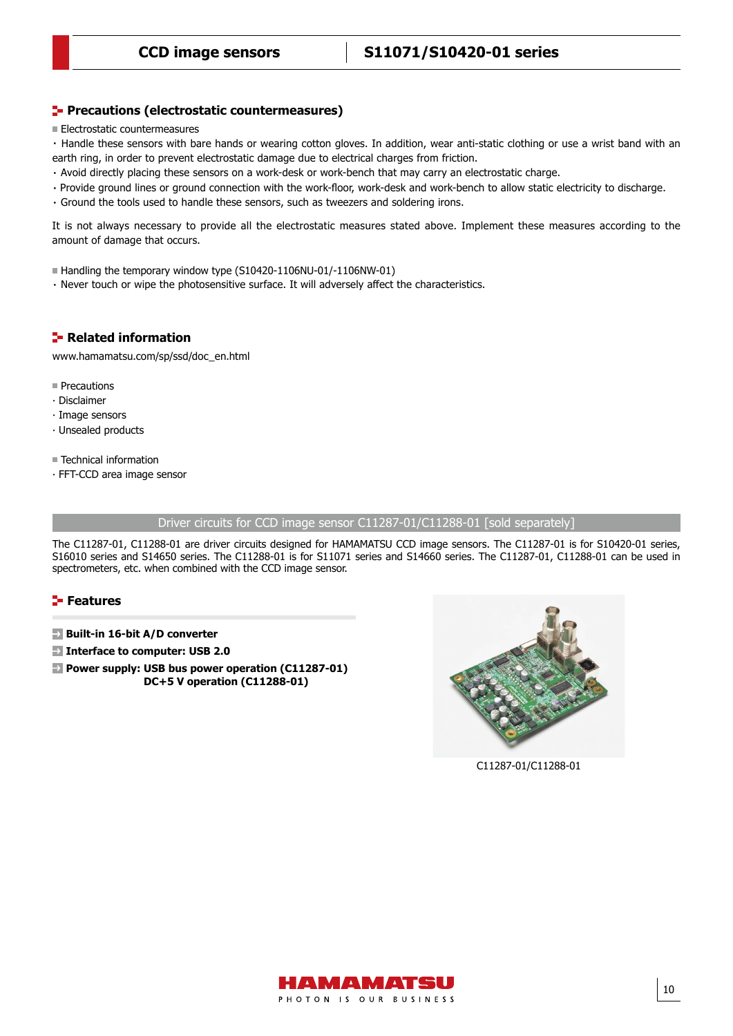## Precautions (electrostatic countermeasures)

■ Electrostatic countermeasures

- Handle these sensors with bare hands or wearing cotton gloves. In addition, wear anti-static clothing or use a wrist band with an earth ring, in order to prevent electrostatic damage due to electrical charges from friction.
- Avoid directly placing these sensors on a work-desk or work-bench that may carry an electrostatic charge.
- Provide ground lines or ground connection with the work-floor, work-desk and work-bench to allow static electricity to discharge.
- Ground the tools used to handle these sensors, such as tweezers and soldering irons.

It is not always necessary to provide all the electrostatic measures stated above. Implement these measures according to the amount of damage that occurs.

■ Handling the temporary window type (S10420-1106NU-01/-1106NW-01)

- Never touch or wipe the photosensitive surface. It will adversely affect the characteristics.

## Related information

www.hamamatsu.com/sp/ssd/doc_en.html

■ Precautions

- Disclaimer
- Image sensors
- Unsealed products

■ Technical information

- FFT-CCD area image sensor

## Driver circuits for CCD image sensor C11287-01/C11288-01 [sold separately]

The C11287-01, C11288-01 are driver circuits designed for HAMAMATSU CCD image sensors. The C11287-01 is for S10420-01 series, S16010 series and S14650 series. The C11288-01 is for S11071 series and S14660 series. The C11287-01, C11288-01 can be used in spectrometers, etc. when combined with the CCD image sensor.

## Features

- **Built-in 16-bit A/D converter**
- **Interface to computer: USB 2.0**
- **Power supply: USB bus power operation (C11287-01)**
  **DC+5 V operation (C11288-01)**

C11287-01/C11288-01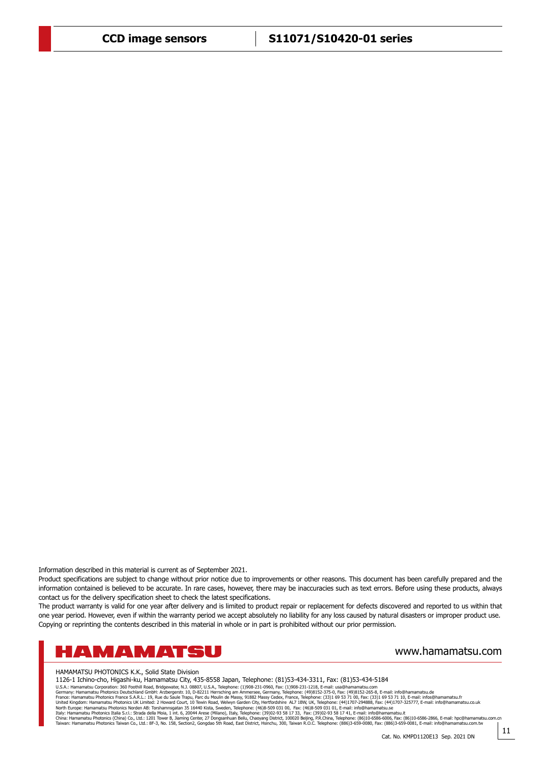Information described in this material is current as of September 2021.

Product specifications are subject to change without prior notice due to improvements or other reasons. This document has been carefully prepared and the information contained is believed to be accurate. In rare cases, however, there may be inaccuracies such as text errors. Before using these products, always contact us for the delivery specification sheet to check the latest specifications.

The product warranty is valid for one year after delivery and is limited to product repair or replacement for defects discovered and reported to us within that one year period. However, even if within the warranty period we accept absolutely no liability for any loss caused by natural disasters or improper product use.

Copying or reprinting the contents described in this material in whole or in part is prohibited without our prior permission.

**HAMAMATSU**

www.hamamatsu.com

HAMAMATSU PHOTONICS K.K., Solid State Division

1126-1 Ichino-cho, Higashi-ku, Hamamatsu City, 435-8558 Japan, Telephone: (81)53-434-3311, Fax: (81)53-434-5184

U.S.A.: Hamamatsu Corporation: 360 Foothill Road, Bridgewater, N.J. 08807, U.S.A., Telephone: (1)908-231-0960, Fax: (1)908-231-1218, E-mail: usa@hamamatsu.com
Germany: Hamamatsu Photonics Deutschland GmbH: Arzbergerstr. 10, D-82211 Herrsching am Ammersee, Germany, Telephone: (49)8152-375-0, Fax: (49)8152-265-8, E-mail: info@hamamatsu.de
France: Hamamatsu Photonics France S.A.R.L.: 19, Rue du Saule Trapu, Parc du Moulin de Massy, 91882 Massy Cedex, France, Telephone: (33)1 69 53 71 00, Fax: (33)1 69 53 71 10, E-mail: infos@hamamatsu.fr
United Kingdom: Hamamatsu Photonics UK Limited: 2 Howard Court, 10 Tewin Road, Welwyn Garden City, Hertfordshire AL7 1BW, UK, Telephone: (44)1707-294888, Fax: (44)1707-325777, E-mail: info@hamamatsu.co.uk
North Europe: Hamamatsu Photonics Norden AB: Torshamnsgatan 35 16440 Kista, Sweden, Telephone: (46)8-509 031 00, Fax: (46)8-509 031 01, E-mail: info@hamamatsu.se
Italy: Hamamatsu Photonics Italia S.r.l.: Strada della Moia, 1 int. 6, 20044 Arese (Milano), Italy, Telephone: (39)02-93 58 17 33, Fax: (39)02-93 58 17 41, E-mail: info@hamamatsu.it
China: Hamamatsu Photonics (China) Co., Ltd.: 1201 Tower B, Jiaming Center, 27 Dongsanhuan Beilu, Chaoyang District, 100020 Beijing, P.R.China, Telephone: (86)10-6586-6006, Fax: (86)10-6586-2866, E-mail: hpc@hamamatsu.com.cn
Taiwan: Hamamatsu Photonics Taiwan Co., Ltd.: 8F-3, No. 158, Section2, Gongdao 5th Road, East District, Hsinchu, 300, Taiwan R.O.C. Telephone: (886)3-659-0080, Fax: (886)3-659-0081, E-mail: info@hamamatsu.com.tw

Cat. No. KMPD1120E13 Sep. 2021 DN